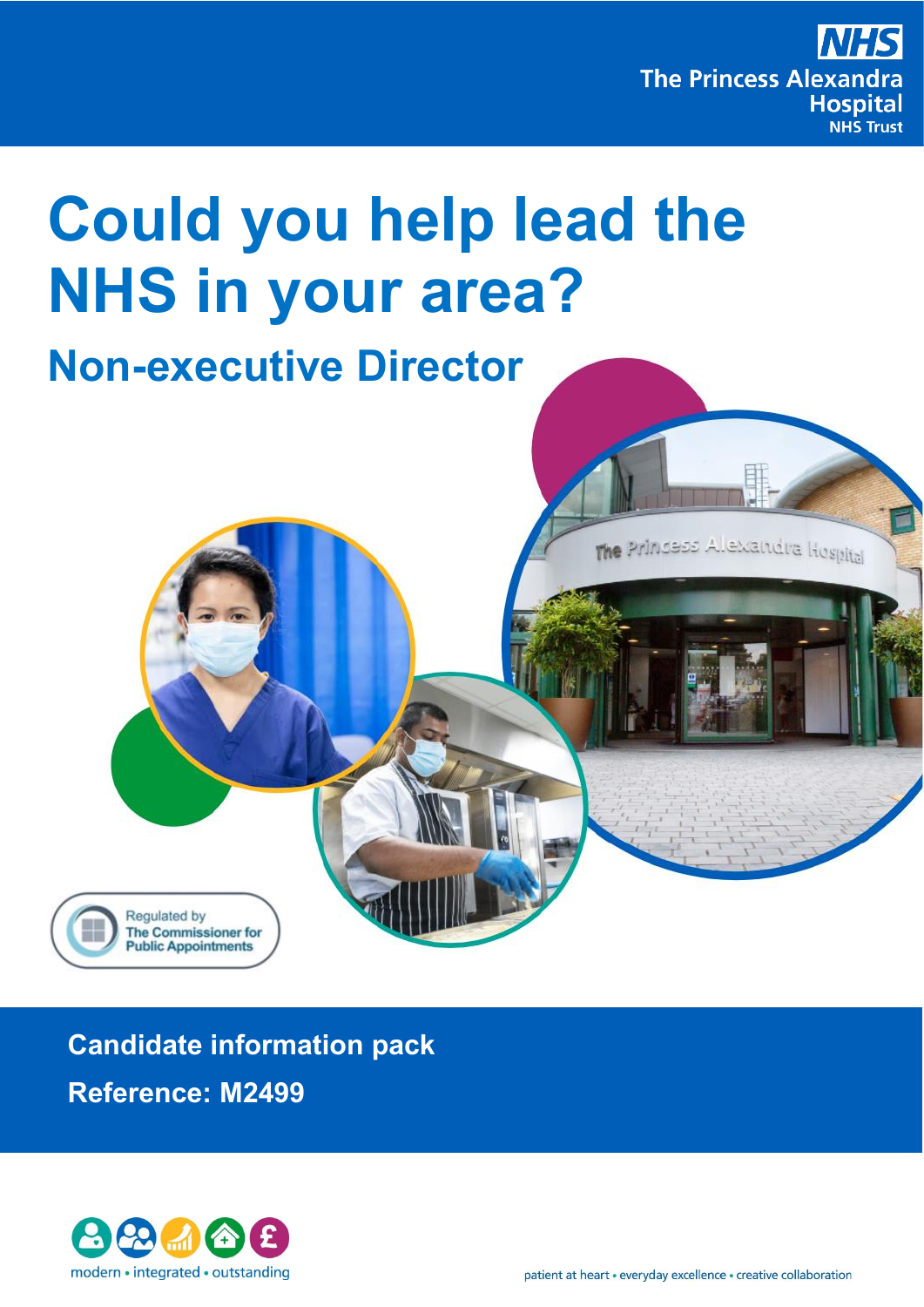NHS
The Princess Alexandra Hospital
NHS Trust

# Could you help lead the NHS in your area?

## Non-executive Director

Regulated by The Commissioner for Public Appointments

**Candidate information pack**

**Reference: M2499**

modern • integrated • outstanding

patient at heart • everyday excellence • creative collaboration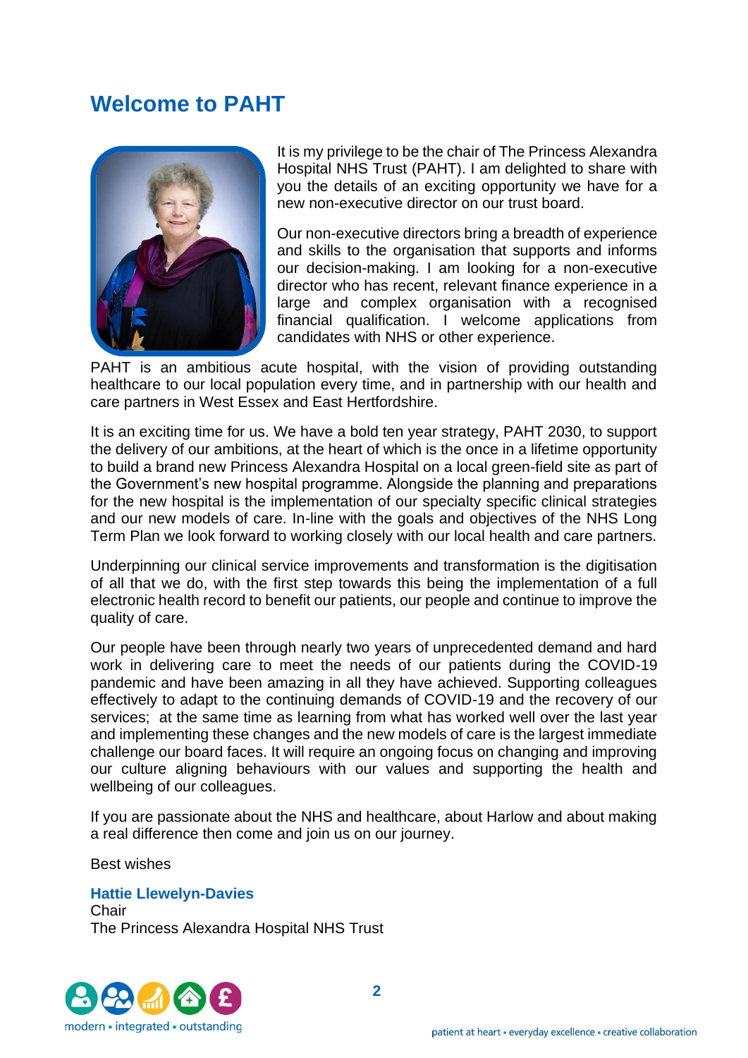# Welcome to PAHT

It is my privilege to be the chair of The Princess Alexandra Hospital NHS Trust (PAHT). I am delighted to share with you the details of an exciting opportunity we have for a new non-executive director on our trust board.

Our non-executive directors bring a breadth of experience and skills to the organisation that supports and informs our decision-making. I am looking for a non-executive director who has recent, relevant finance experience in a large and complex organisation with a recognised financial qualification. I welcome applications from candidates with NHS or other experience.

PAHT is an ambitious acute hospital, with the vision of providing outstanding healthcare to our local population every time, and in partnership with our health and care partners in West Essex and East Hertfordshire.

It is an exciting time for us. We have a bold ten year strategy, PAHT 2030, to support the delivery of our ambitions, at the heart of which is the once in a lifetime opportunity to build a brand new Princess Alexandra Hospital on a local green-field site as part of the Government's new hospital programme. Alongside the planning and preparations for the new hospital is the implementation of our specialty specific clinical strategies and our new models of care. In-line with the goals and objectives of the NHS Long Term Plan we look forward to working closely with our local health and care partners.

Underpinning our clinical service improvements and transformation is the digitisation of all that we do, with the first step towards this being the implementation of a full electronic health record to benefit our patients, our people and continue to improve the quality of care.

Our people have been through nearly two years of unprecedented demand and hard work in delivering care to meet the needs of our patients during the COVID-19 pandemic and have been amazing in all they have achieved. Supporting colleagues effectively to adapt to the continuing demands of COVID-19 and the recovery of our services; at the same time as learning from what has worked well over the last year and implementing these changes and the new models of care is the largest immediate challenge our board faces. It will require an ongoing focus on changing and improving our culture aligning behaviours with our values and supporting the health and wellbeing of our colleagues.

If you are passionate about the NHS and healthcare, about Harlow and about making a real difference then come and join us on our journey.

Best wishes

**Hattie Llewelyn-Davies**
Chair
The Princess Alexandra Hospital NHS Trust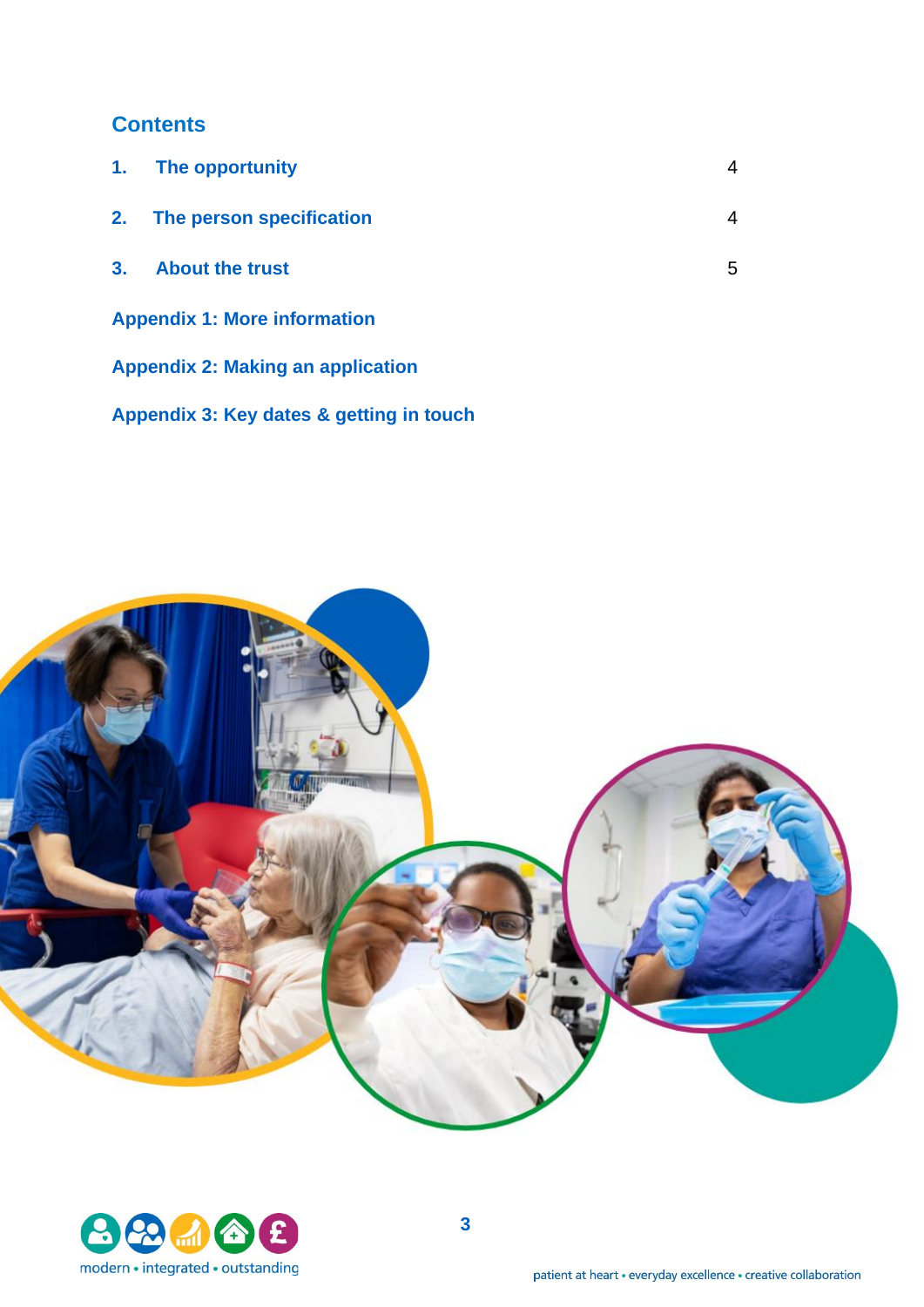## Contents

| | | |
|---|---|---|
| 1. | The opportunity | 4 |
| 2. | The person specification | 4 |
| 3. | About the trust | 5 |

Appendix 1: More information

Appendix 2: Making an application

Appendix 3: Key dates & getting in touch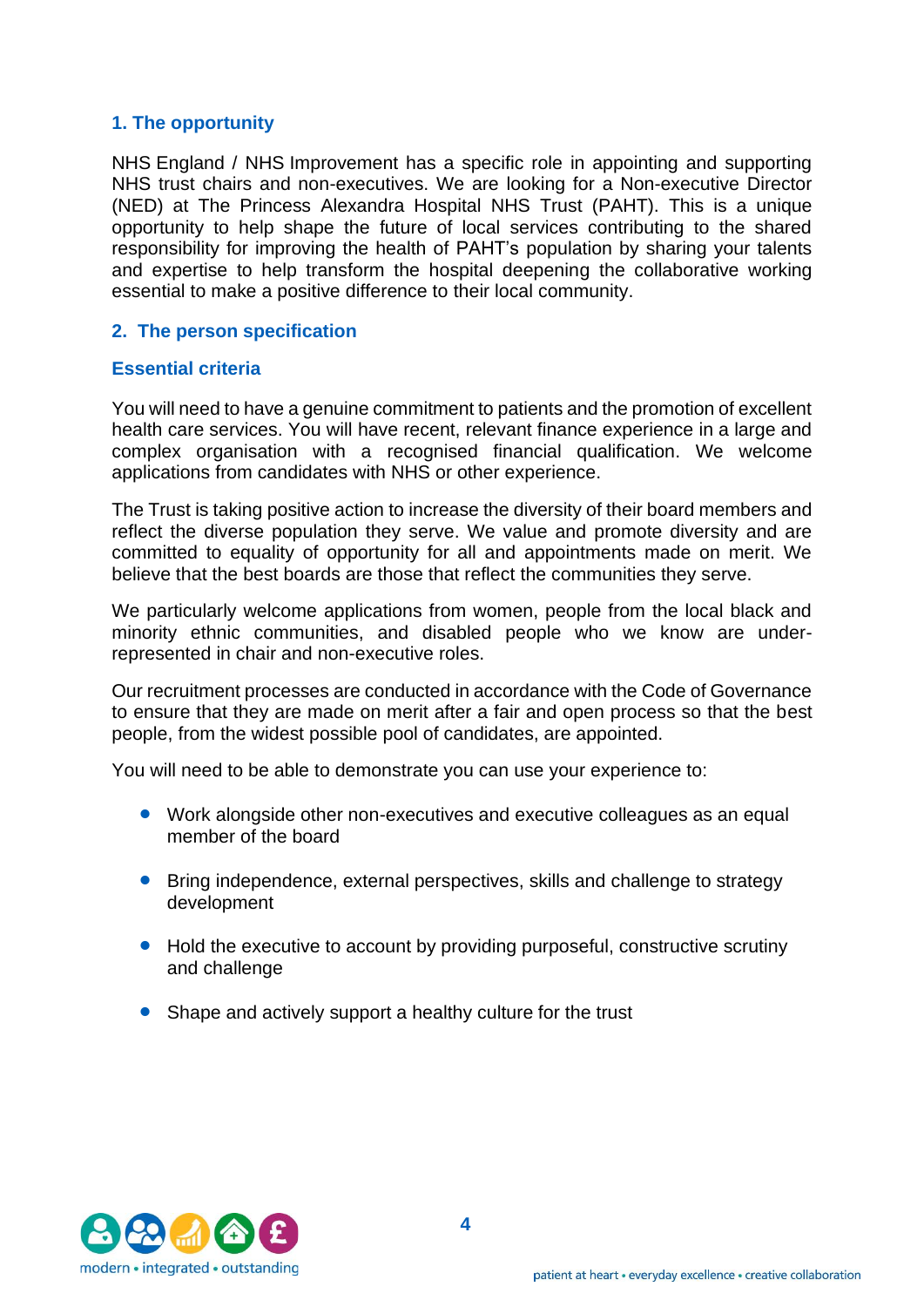## 1. The opportunity

NHS England / NHS Improvement has a specific role in appointing and supporting NHS trust chairs and non-executives. We are looking for a Non-executive Director (NED) at The Princess Alexandra Hospital NHS Trust (PAHT). This is a unique opportunity to help shape the future of local services contributing to the shared responsibility for improving the health of PAHT's population by sharing your talents and expertise to help transform the hospital deepening the collaborative working essential to make a positive difference to their local community.

## 2. The person specification

### Essential criteria

You will need to have a genuine commitment to patients and the promotion of excellent health care services. You will have recent, relevant finance experience in a large and complex organisation with a recognised financial qualification. We welcome applications from candidates with NHS or other experience.

The Trust is taking positive action to increase the diversity of their board members and reflect the diverse population they serve. We value and promote diversity and are committed to equality of opportunity for all and appointments made on merit. We believe that the best boards are those that reflect the communities they serve.

We particularly welcome applications from women, people from the local black and minority ethnic communities, and disabled people who we know are under-represented in chair and non-executive roles.

Our recruitment processes are conducted in accordance with the Code of Governance to ensure that they are made on merit after a fair and open process so that the best people, from the widest possible pool of candidates, are appointed.

You will need to be able to demonstrate you can use your experience to:

- Work alongside other non-executives and executive colleagues as an equal member of the board
- Bring independence, external perspectives, skills and challenge to strategy development
- Hold the executive to account by providing purposeful, constructive scrutiny and challenge
- Shape and actively support a healthy culture for the trust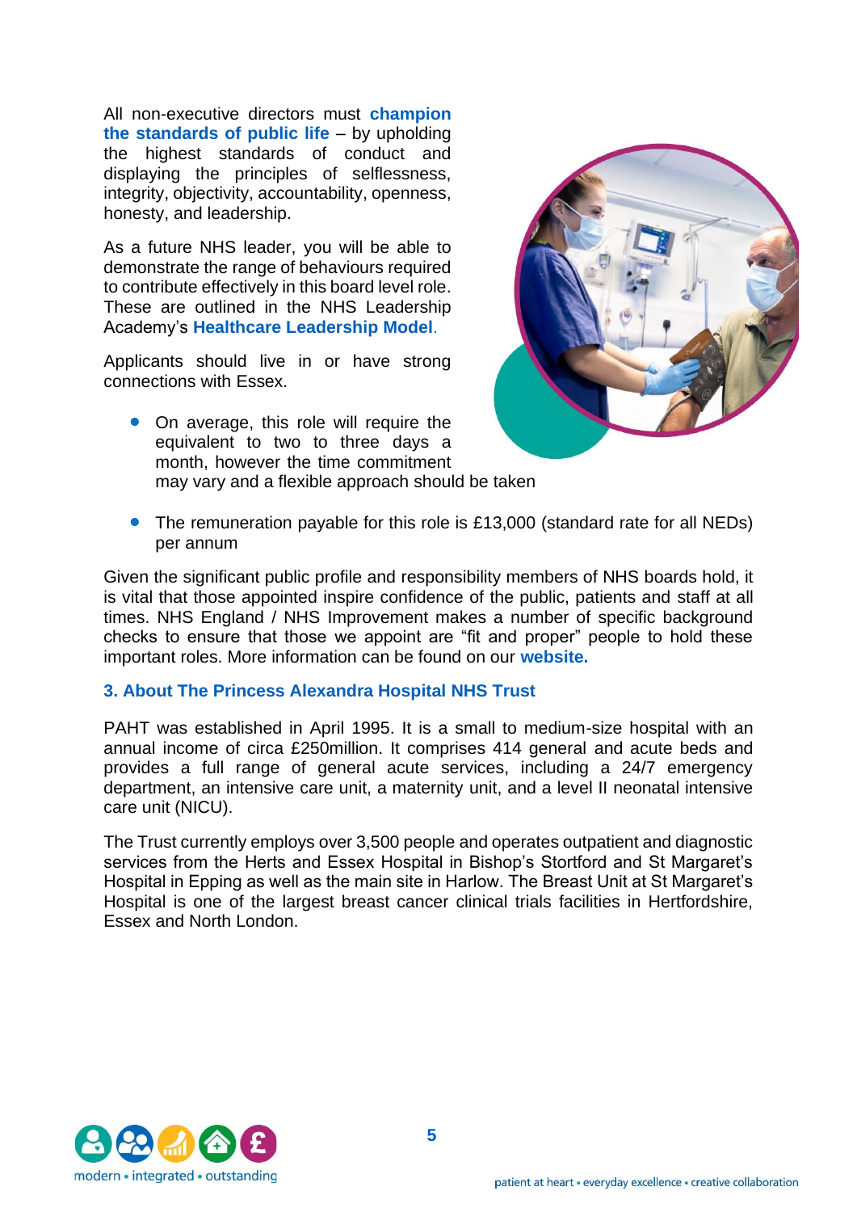All non-executive directors must **champion the standards of public life** – by upholding the highest standards of conduct and displaying the principles of selflessness, integrity, objectivity, accountability, openness, honesty, and leadership.

As a future NHS leader, you will be able to demonstrate the range of behaviours required to contribute effectively in this board level role. These are outlined in the NHS Leadership Academy's **Healthcare Leadership Model**.

Applicants should live in or have strong connections with Essex.

- On average, this role will require the equivalent to two to three days a month, however the time commitment may vary and a flexible approach should be taken
- The remuneration payable for this role is £13,000 (standard rate for all NEDs) per annum

Given the significant public profile and responsibility members of NHS boards hold, it is vital that those appointed inspire confidence of the public, patients and staff at all times. NHS England / NHS Improvement makes a number of specific background checks to ensure that those we appoint are "fit and proper" people to hold these important roles. More information can be found on our **website.**

## 3. About The Princess Alexandra Hospital NHS Trust

PAHT was established in April 1995. It is a small to medium-size hospital with an annual income of circa £250million. It comprises 414 general and acute beds and provides a full range of general acute services, including a 24/7 emergency department, an intensive care unit, a maternity unit, and a level II neonatal intensive care unit (NICU).

The Trust currently employs over 3,500 people and operates outpatient and diagnostic services from the Herts and Essex Hospital in Bishop's Stortford and St Margaret's Hospital in Epping as well as the main site in Harlow. The Breast Unit at St Margaret's Hospital is one of the largest breast cancer clinical trials facilities in Hertfordshire, Essex and North London.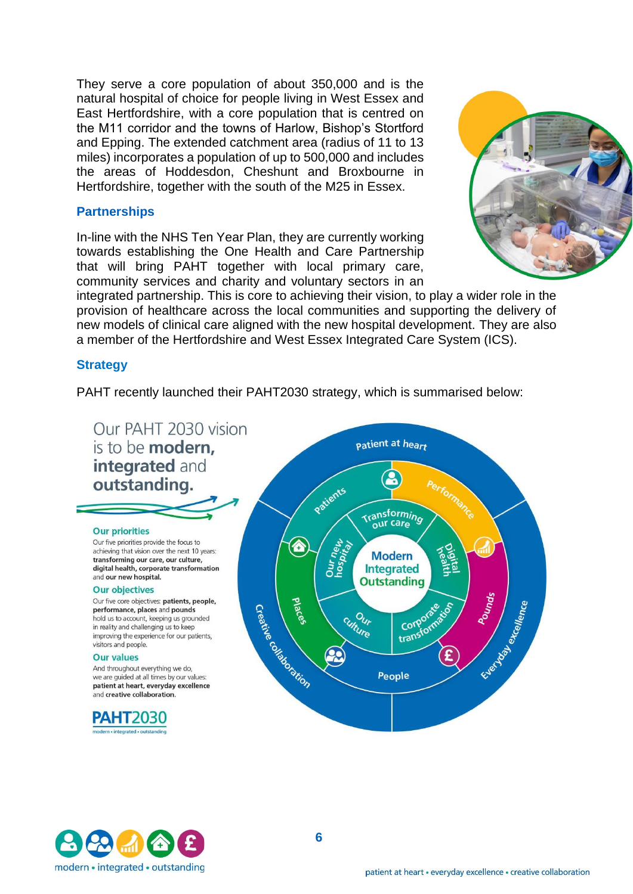They serve a core population of about 350,000 and is the natural hospital of choice for people living in West Essex and East Hertfordshire, with a core population that is centred on the M11 corridor and the towns of Harlow, Bishop's Stortford and Epping. The extended catchment area (radius of 11 to 13 miles) incorporates a population of up to 500,000 and includes the areas of Hoddesdon, Cheshunt and Broxbourne in Hertfordshire, together with the south of the M25 in Essex.

## Partnerships

In-line with the NHS Ten Year Plan, they are currently working towards establishing the One Health and Care Partnership that will bring PAHT together with local primary care, community services and charity and voluntary sectors in an integrated partnership. This is core to achieving their vision, to play a wider role in the provision of healthcare across the local communities and supporting the delivery of new models of clinical care aligned with the new hospital development. They are also a member of the Hertfordshire and West Essex Integrated Care System (ICS).

## Strategy

PAHT recently launched their PAHT2030 strategy, which is summarised below:

Our PAHT 2030 vision is to be **modern, integrated** and **outstanding.**

### Our priorities

Our five priorities provide the focus to achieving that vision over the next 10 years: **transforming our care, our culture, digital health, corporate transformation** and **our new hospital.**

### Our objectives

Our five core objectives: **patients, people, performance, places** and **pounds** hold us to account, keeping us grounded in reality and challenging us to keep improving the experience for our patients, visitors and people.

### Our values

And throughout everything we do, we are guided at all times by our values: **patient at heart, everyday excellence** and **creative collaboration.**

**PAHT2030**
modern • integrated • outstanding

Modern Integrated Outstanding

Transforming our care · Digital health · Corporate transformation · Our culture · Our new hospital

Patients · Performance · Pounds · People · Places

Patient at heart · Everyday excellence · Creative collaboration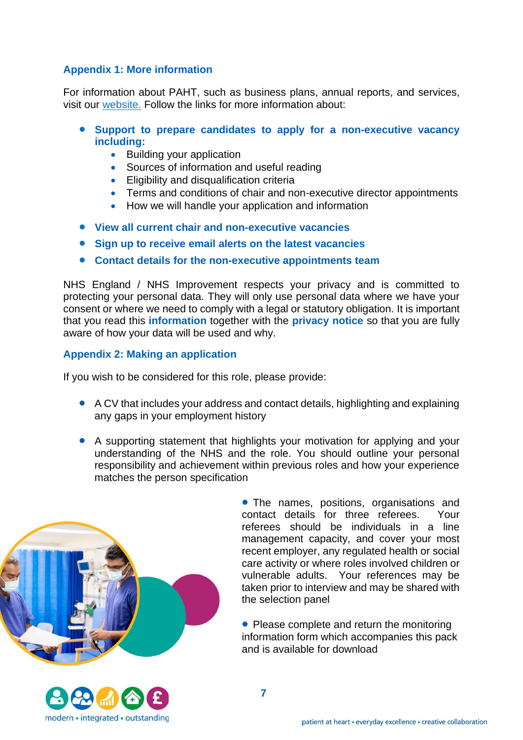## Appendix 1: More information

For information about PAHT, such as business plans, annual reports, and services, visit our website. Follow the links for more information about:

- **Support to prepare candidates to apply for a non-executive vacancy including:**
  - Building your application
  - Sources of information and useful reading
  - Eligibility and disqualification criteria
  - Terms and conditions of chair and non-executive director appointments
  - How we will handle your application and information
- **View all current chair and non-executive vacancies**
- **Sign up to receive email alerts on the latest vacancies**
- **Contact details for the non-executive appointments team**

NHS England / NHS Improvement respects your privacy and is committed to protecting your personal data. They will only use personal data where we have your consent or where we need to comply with a legal or statutory obligation. It is important that you read this **information** together with the **privacy notice** so that you are fully aware of how your data will be used and why.

## Appendix 2: Making an application

If you wish to be considered for this role, please provide:

- A CV that includes your address and contact details, highlighting and explaining any gaps in your employment history
- A supporting statement that highlights your motivation for applying and your understanding of the NHS and the role. You should outline your personal responsibility and achievement within previous roles and how your experience matches the person specification
- The names, positions, organisations and contact details for three referees. Your referees should be individuals in a line management capacity, and cover your most recent employer, any regulated health or social care activity or where roles involved children or vulnerable adults. Your references may be taken prior to interview and may be shared with the selection panel
- Please complete and return the monitoring information form which accompanies this pack and is available for download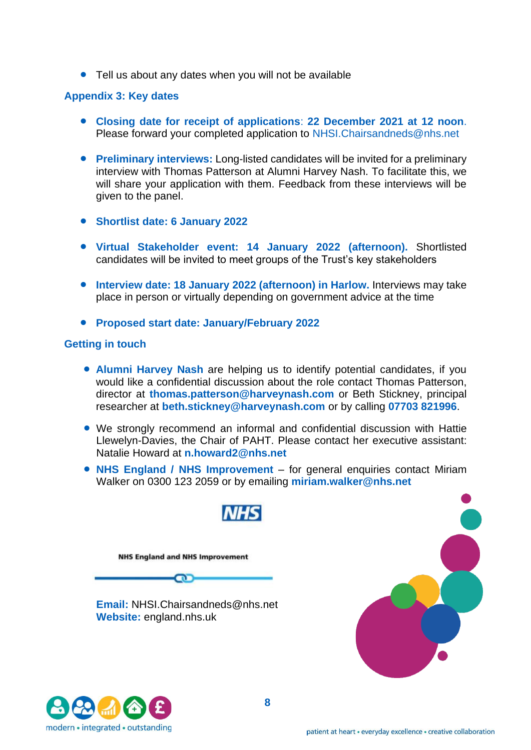- Tell us about any dates when you will not be available

## Appendix 3: Key dates

- **Closing date for receipt of applications**: **22 December 2021 at 12 noon**. Please forward your completed application to NHSI.Chairsandneds@nhs.net

- **Preliminary interviews:** Long-listed candidates will be invited for a preliminary interview with Thomas Patterson at Alumni Harvey Nash. To facilitate this, we will share your application with them. Feedback from these interviews will be given to the panel.

- **Shortlist date: 6 January 2022**

- **Virtual Stakeholder event: 14 January 2022 (afternoon).** Shortlisted candidates will be invited to meet groups of the Trust's key stakeholders

- **Interview date: 18 January 2022 (afternoon) in Harlow.** Interviews may take place in person or virtually depending on government advice at the time

- **Proposed start date: January/February 2022**

## Getting in touch

- **Alumni Harvey Nash** are helping us to identify potential candidates, if you would like a confidential discussion about the role contact Thomas Patterson, director at **thomas.patterson@harveynash.com** or Beth Stickney, principal researcher at **beth.stickney@harveynash.com** or by calling **07703 821996**.

- We strongly recommend an informal and confidential discussion with Hattie Llewelyn-Davies, the Chair of PAHT. Please contact her executive assistant: Natalie Howard at **n.howard2@nhs.net**

- **NHS England / NHS Improvement** – for general enquiries contact Miriam Walker on 0300 123 2059 or by emailing **miriam.walker@nhs.net**

NHS

NHS England and NHS Improvement

**Email:** NHSI.Chairsandneds@nhs.net
**Website:** england.nhs.uk

modern • integrated • outstanding

patient at heart • everyday excellence • creative collaboration